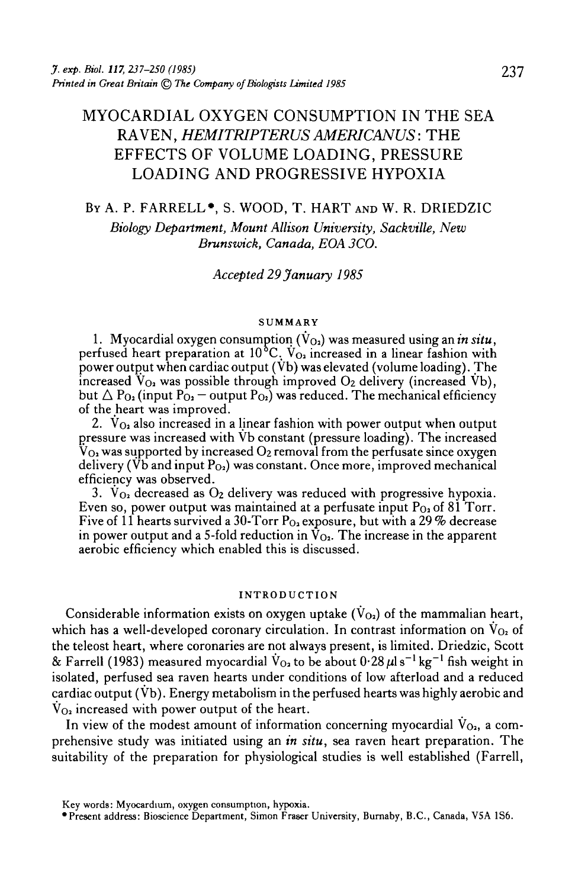# MYOCARDIAL OXYGEN CONSUMPTION IN THE SEA RAVEN, *HEMITRIPTERUS AMERICANUS*: THE EFFECTS OF VOLUME LOADING, PRESSURE LOADING AND PROGRESSIVE HYPOXIA

By A. P. FARRELL*, S. WOOD, T. HART AND W. R. DRIEDZIC

*Biology Department, Mount Allison University, Sackville, New Brunswick, Canada, EOA 3CO.*

*Accepted 29 January 1985*

## SUMMARY

1. Myocardial oxygen consumption ($\dot{V}_{O_2}$) was measured using an *in situ*, perfused heart preparation at 10°C. $\dot{V}_{O_2}$ increased in a linear fashion with power output when cardiac output ($\dot{V}b$) was elevated (volume loading). The increased $\dot{V}_{O_2}$ was possible through improved $O_2$ delivery (increased $\dot{V}b$), but $\Delta P_{O_2}$ (input $P_{O_2}$ − output $P_{O_2}$) was reduced. The mechanical efficiency of the heart was improved.

2. $\dot{V}_{O_2}$ also increased in a linear fashion with power output when output pressure was increased with $\dot{V}b$ constant (pressure loading). The increased $\dot{V}_{O_2}$ was supported by increased $O_2$ removal from the perfusate since oxygen delivery ($\dot{V}b$ and input $P_{O_2}$) was constant. Once more, improved mechanical efficiency was observed.

3. $\dot{V}_{O_2}$ decreased as $O_2$ delivery was reduced with progressive hypoxia. Even so, power output was maintained at a perfusate input $P_{O_2}$ of 81 Torr. Five of 11 hearts survived a 30-Torr $P_{O_2}$ exposure, but with a 29% decrease in power output and a 5-fold reduction in $\dot{V}_{O_2}$. The increase in the apparent aerobic efficiency which enabled this is discussed.

## INTRODUCTION

Considerable information exists on oxygen uptake ($\dot{V}_{O_2}$) of the mammalian heart, which has a well-developed coronary circulation. In contrast information on $\dot{V}_{O_2}$ of the teleost heart, where coronaries are not always present, is limited. Driedzic, Scott & Farrell (1983) measured myocardial $\dot{V}_{O_2}$ to be about $0{\cdot}28\,\mu l\,s^{-1}\,kg^{-1}$ fish weight in isolated, perfused sea raven hearts under conditions of low afterload and a reduced cardiac output ($\dot{V}b$). Energy metabolism in the perfused hearts was highly aerobic and $\dot{V}_{O_2}$ increased with power output of the heart.

In view of the modest amount of information concerning myocardial $\dot{V}_{O_2}$, a comprehensive study was initiated using an *in situ*, sea raven heart preparation. The suitability of the preparation for physiological studies is well established (Farrell,

Key words: Myocardium, oxygen consumption, hypoxia.

* Present address: Bioscience Department, Simon Fraser University, Burnaby, B.C., Canada, V5A 1S6.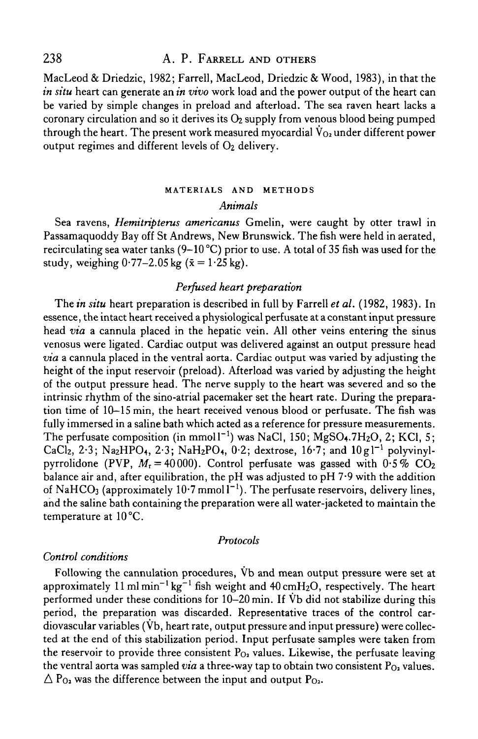MacLeod & Driedzic, 1982; Farrell, MacLeod, Driedzic & Wood, 1983), in that the *in situ* heart can generate an *in vivo* work load and the power output of the heart can be varied by simple changes in preload and afterload. The sea raven heart lacks a coronary circulation and so it derives its $O_2$ supply from venous blood being pumped through the heart. The present work measured myocardial $\dot{V}_{O_2}$ under different power output regimes and different levels of $O_2$ delivery.

## MATERIALS AND METHODS

### *Animals*

Sea ravens, *Hemitripterus americanus* Gmelin, were caught by otter trawl in Passamaquoddy Bay off St Andrews, New Brunswick. The fish were held in aerated, recirculating sea water tanks (9–10 °C) prior to use. A total of 35 fish was used for the study, weighing 0·77–2.05 kg ($\bar{x}$ = 1·25 kg).

### *Perfused heart preparation*

The *in situ* heart preparation is described in full by Farrell *et al.* (1982, 1983). In essence, the intact heart received a physiological perfusate at a constant input pressure head *via* a cannula placed in the hepatic vein. All other veins entering the sinus venosus were ligated. Cardiac output was delivered against an output pressure head *via* a cannula placed in the ventral aorta. Cardiac output was varied by adjusting the height of the input reservoir (preload). Afterload was varied by adjusting the height of the output pressure head. The nerve supply to the heart was severed and so the intrinsic rhythm of the sino-atrial pacemaker set the heart rate. During the preparation time of 10–15 min, the heart received venous blood or perfusate. The fish was fully immersed in a saline bath which acted as a reference for pressure measurements. The perfusate composition (in mmol $l^{-1}$) was NaCl, 150; $MgSO_4.7H_2O$, 2; KCl, 5; $CaCl_2$, 2·3; $Na_2HPO_4$, 2·3; $NaH_2PO_4$, 0·2; dextrose, 16·7; and 10 g $l^{-1}$ polyvinylpyrrolidone (PVP, $M_r$ = 40 000). Control perfusate was gassed with 0·5 % $CO_2$ balance air and, after equilibration, the pH was adjusted to pH 7·9 with the addition of $NaHCO_3$ (approximately 10·7 mmol $l^{-1}$). The perfusate reservoirs, delivery lines, and the saline bath containing the preparation were all water-jacketed to maintain the temperature at 10 °C.

### *Protocols*

#### *Control conditions*

Following the cannulation procedures, $\dot{V}b$ and mean output pressure were set at approximately 11 ml $min^{-1}$ $kg^{-1}$ fish weight and 40 cm$H_2O$, respectively. The heart performed under these conditions for 10–20 min. If $\dot{V}b$ did not stabilize during this period, the preparation was discarded. Representative traces of the control cardiovascular variables ($\dot{V}b$, heart rate, output pressure and input pressure) were collected at the end of this stabilization period. Input perfusate samples were taken from the reservoir to provide three consistent $P_{O_2}$ values. Likewise, the perfusate leaving the ventral aorta was sampled *via* a three-way tap to obtain two consistent $P_{O_2}$ values. $\Delta P_{O_2}$ was the difference between the input and output $P_{O_2}$.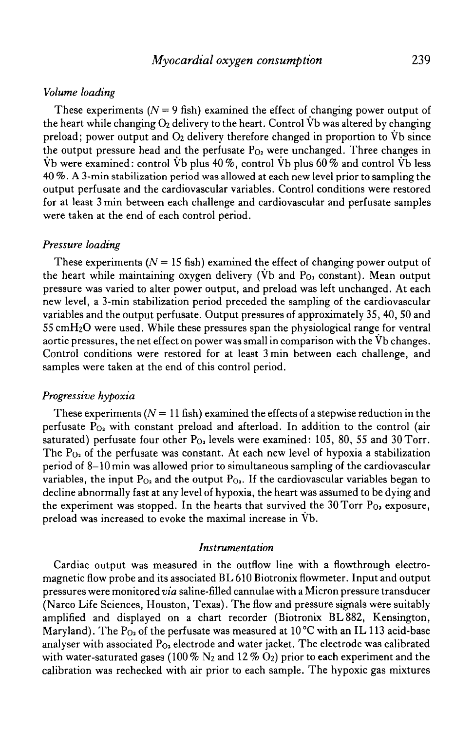### *Volume loading*

These experiments ($N = 9$ fish) examined the effect of changing power output of the heart while changing $O_2$ delivery to the heart. Control $\dot{V}b$ was altered by changing preload; power output and $O_2$ delivery therefore changed in proportion to $\dot{V}b$ since the output pressure head and the perfusate $P_{O_2}$ were unchanged. Three changes in $\dot{V}b$ were examined: control $\dot{V}b$ plus 40 %, control $\dot{V}b$ plus 60 % and control $\dot{V}b$ less 40 %. A 3-min stabilization period was allowed at each new level prior to sampling the output perfusate and the cardiovascular variables. Control conditions were restored for at least 3 min between each challenge and cardiovascular and perfusate samples were taken at the end of each control period.

### *Pressure loading*

These experiments ($N = 15$ fish) examined the effect of changing power output of the heart while maintaining oxygen delivery ($\dot{V}b$ and $P_{O_2}$ constant). Mean output pressure was varied to alter power output, and preload was left unchanged. At each new level, a 3-min stabilization period preceded the sampling of the cardiovascular variables and the output perfusate. Output pressures of approximately 35, 40, 50 and 55 $cmH_2O$ were used. While these pressures span the physiological range for ventral aortic pressures, the net effect on power was small in comparison with the $\dot{V}b$ changes. Control conditions were restored for at least 3 min between each challenge, and samples were taken at the end of this control period.

### *Progressive hypoxia*

These experiments ($N = 11$ fish) examined the effects of a stepwise reduction in the perfusate $P_{O_2}$ with constant preload and afterload. In addition to the control (air saturated) perfusate four other $P_{O_2}$ levels were examined: 105, 80, 55 and 30 Torr. The $P_{O_2}$ of the perfusate was constant. At each new level of hypoxia a stabilization period of 8–10 min was allowed prior to simultaneous sampling of the cardiovascular variables, the input $P_{O_2}$ and the output $P_{O_2}$. If the cardiovascular variables began to decline abnormally fast at any level of hypoxia, the heart was assumed to be dying and the experiment was stopped. In the hearts that survived the 30 Torr $P_{O_2}$ exposure, preload was increased to evoke the maximal increase in $\dot{V}b$.

## *Instrumentation*

Cardiac output was measured in the outflow line with a flowthrough electromagnetic flow probe and its associated BL 610 Biotronix flowmeter. Input and output pressures were monitored *via* saline-filled cannulae with a Micron pressure transducer (Narco Life Sciences, Houston, Texas). The flow and pressure signals were suitably amplified and displayed on a chart recorder (Biotronix BL 882, Kensington, Maryland). The $P_{O_2}$ of the perfusate was measured at 10 °C with an IL 113 acid-base analyser with associated $P_{O_2}$ electrode and water jacket. The electrode was calibrated with water-saturated gases (100 % $N_2$ and 12 % $O_2$) prior to each experiment and the calibration was rechecked with air prior to each sample. The hypoxic gas mixtures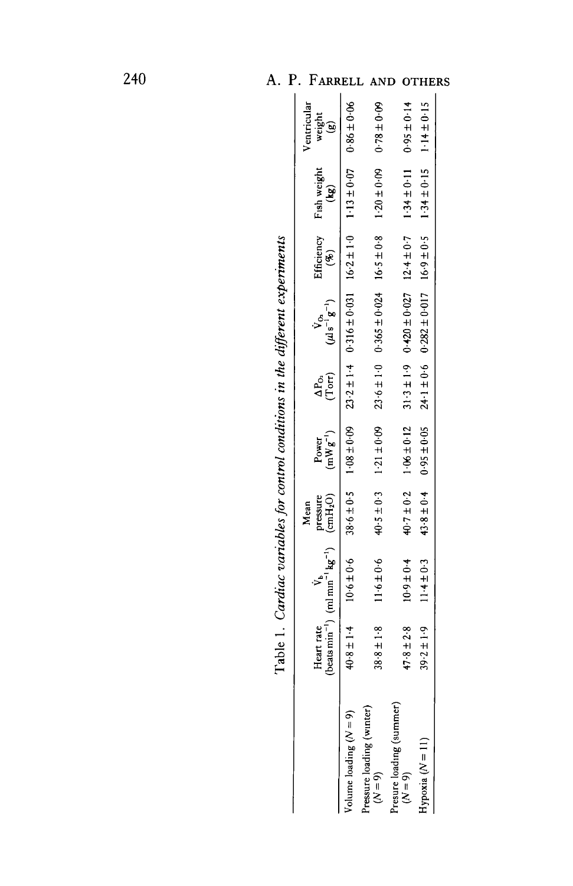Table 1. *Cardiac variables for control conditions in the different experiments*

| | Heart rate (beats $min^{-1}$) | $\dot{V}_b$ (ml $min^{-1}$ $kg^{-1}$) | Mean pressure ($cmH_2O$) | Power ($mW g^{-1}$) | $\Delta P_{O_2}$ (Torr) | $\dot{V}_{O_2}$ ($\mu l s^{-1} g^{-1}$) | Efficiency (%) | Fish weight (kg) | Ventricular weight (g) |
|---|---|---|---|---|---|---|---|---|---|
| Volume loading ($N = 9$) | 40·8 ± 1·4 | 10·6 ± 0·6 | 38·6 ± 0·5 | 1·08 ± 0·09 | 23·2 ± 1·4 | 0·316 ± 0·031 | 16·2 ± 1·0 | 1·13 ± 0·07 | 0·86 ± 0·06 |
| Pressure loading (winter) ($N = 9$) | 38·8 ± 1·8 | 11·6 ± 0·6 | 40·5 ± 0·3 | 1·21 ± 0·09 | 23·6 ± 1·0 | 0·365 ± 0·024 | 16·5 ± 0·8 | 1·20 ± 0·09 | 0·78 ± 0·09 |
| Presure loading (summer) ($N = 9$) | 47·8 ± 2·8 | 10·9 ± 0·4 | 40·7 ± 0·2 | 1·06 ± 0·12 | 31·3 ± 1·9 | 0·420 ± 0·027 | 12·4 ± 0·7 | 1·34 ± 0·11 | 0·95 ± 0·14 |
| Hypoxia ($N = 11$) | 39·2 ± 1·9 | 11·4 ± 0·3 | 43·8 ± 0·4 | 0·95 ± 0·05 | 24·1 ± 0·6 | 0·282 ± 0·017 | 16·9 ± 0·5 | 1·34 ± 0·15 | 1·14 ± 0·15 |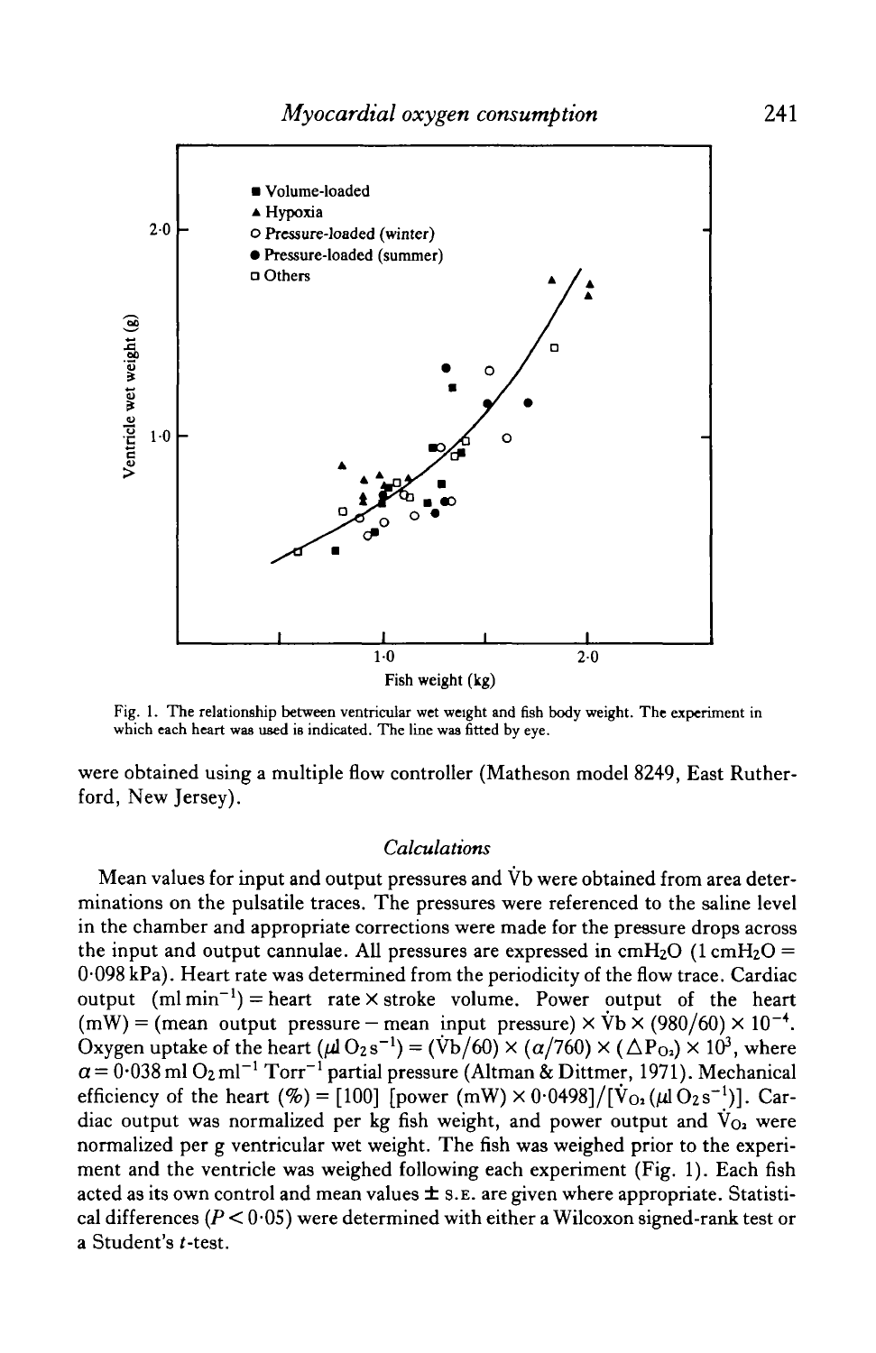Fig. 1. The relationship between ventricular wet weight and fish body weight. The experiment in which each heart was used is indicated. The line was fitted by eye.

were obtained using a multiple flow controller (Matheson model 8249, East Rutherford, New Jersey).

### *Calculations*

Mean values for input and output pressures and $\dot{V}b$ were obtained from area determinations on the pulsatile traces. The pressures were referenced to the saline level in the chamber and appropriate corrections were made for the pressure drops across the input and output cannulae. All pressures are expressed in $cmH_2O$ ($1\,cmH_2O = 0{\cdot}098\,kPa$). Heart rate was determined from the periodicity of the flow trace. Cardiac output ($ml\,min^{-1}$) = heart rate × stroke volume. Power output of the heart (mW) = (mean output pressure − mean input pressure) × $\dot{V}b$ × (980/60) × $10^{-4}$. Oxygen uptake of the heart ($\mu l\,O_2\,s^{-1}$) = ($\dot{V}b$/60) × ($\alpha$/760) × ($\Delta P_{O_2}$) × $10^3$, where $\alpha = 0{\cdot}038\,ml\,O_2\,ml^{-1}\,Torr^{-1}$ partial pressure (Altman & Dittmer, 1971). Mechanical efficiency of the heart (%) = [100] [power (mW) × 0·0498]/[$\dot{V}_{O_2}$ ($\mu l\,O_2\,s^{-1}$)]. Cardiac output was normalized per kg fish weight, and power output and $\dot{V}_{O_2}$ were normalized per g ventricular wet weight. The fish was weighed prior to the experiment and the ventricle was weighed following each experiment (Fig. 1). Each fish acted as its own control and mean values ± S.E. are given where appropriate. Statistical differences ($P < 0{\cdot}05$) were determined with either a Wilcoxon signed-rank test or a Student's *t*-test.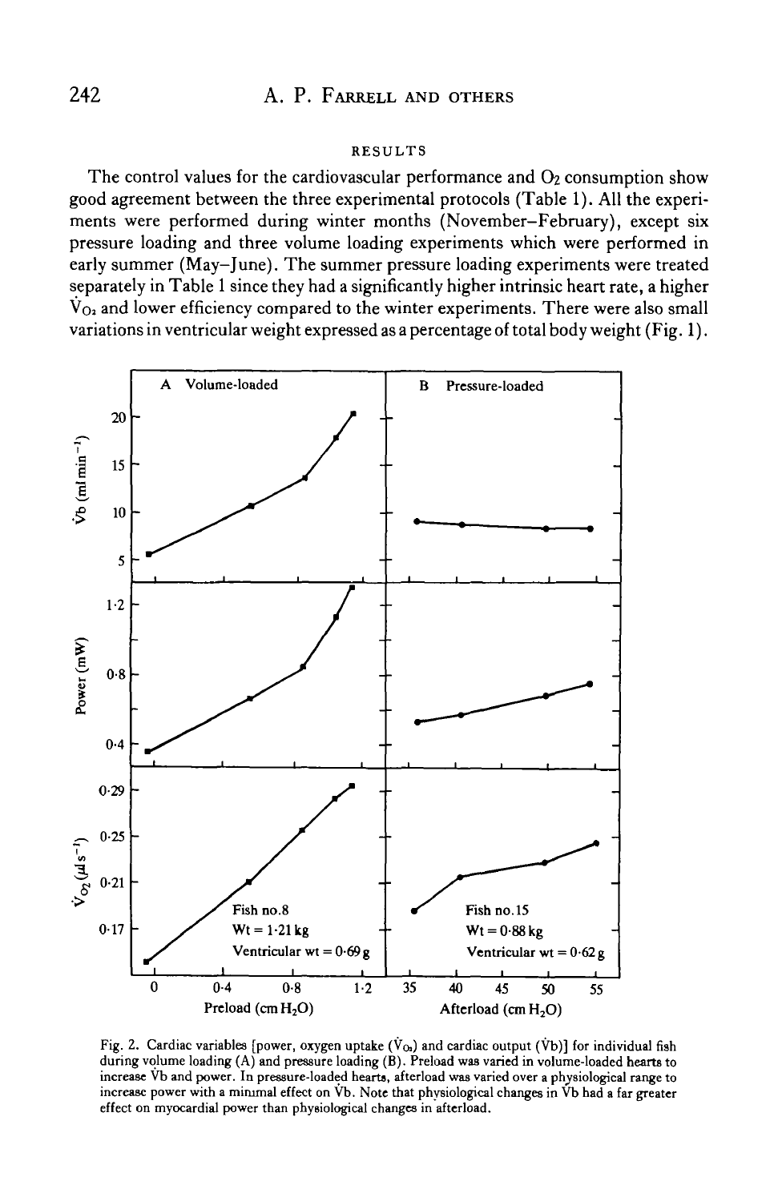## RESULTS

The control values for the cardiovascular performance and $O_2$ consumption show good agreement between the three experimental protocols (Table 1). All the experiments were performed during winter months (November–February), except six pressure loading and three volume loading experiments which were performed in early summer (May–June). The summer pressure loading experiments were treated separately in Table 1 since they had a significantly higher intrinsic heart rate, a higher $\dot{V}_{O_2}$ and lower efficiency compared to the winter experiments. There were also small variations in ventricular weight expressed as a percentage of total body weight (Fig. 1).

Fig. 2. Cardiac variables [power, oxygen uptake ($\dot{V}_{O_2}$) and cardiac output ($\dot{V}b$)] for individual fish during volume loading (A) and pressure loading (B). Preload was varied in volume-loaded hearts to increase $\dot{V}b$ and power. In pressure-loaded hearts, afterload was varied over a physiological range to increase power with a minimal effect on $\dot{V}b$. Note that physiological changes in $\dot{V}b$ had a far greater effect on myocardial power than physiological changes in afterload.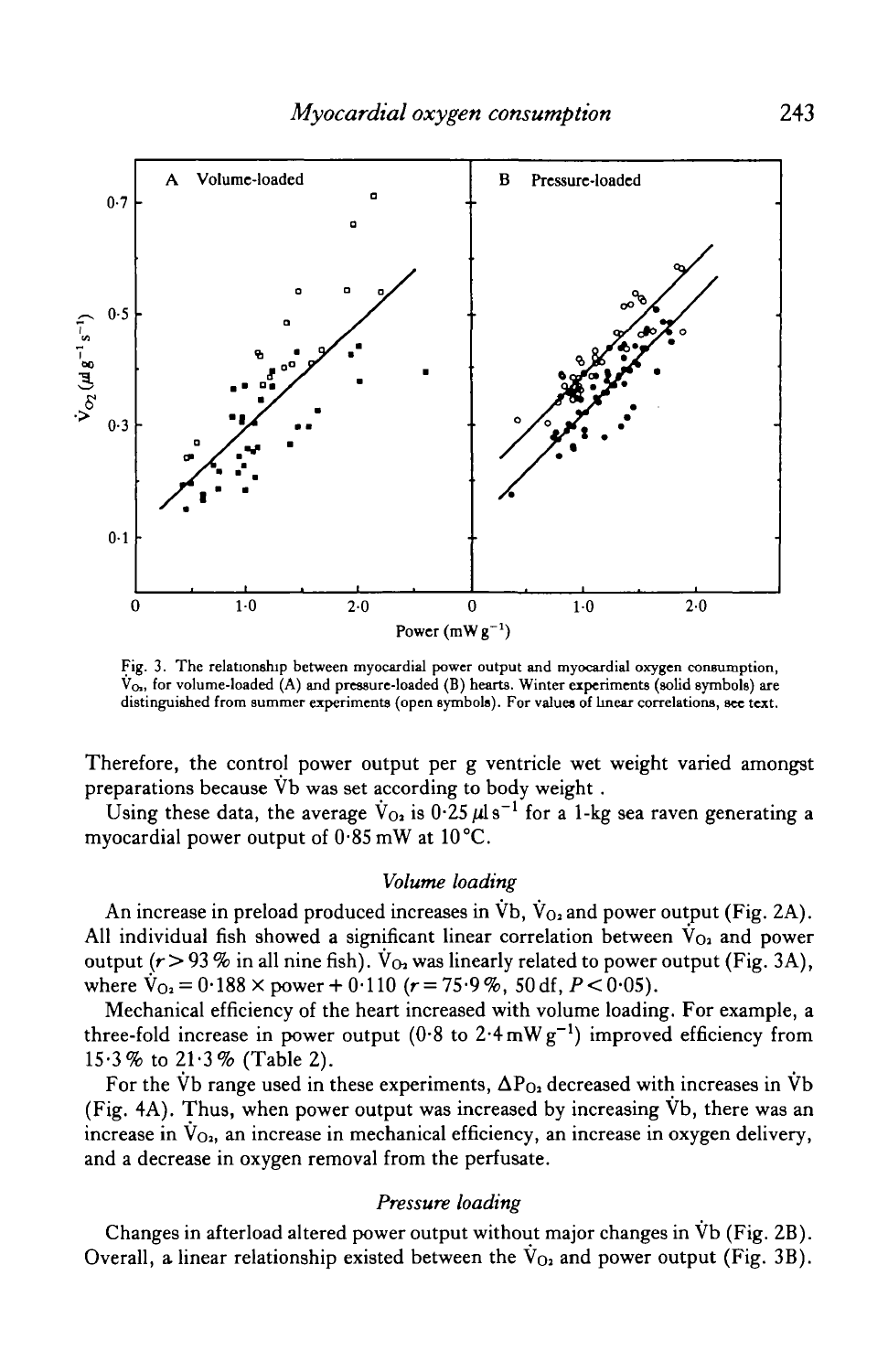Fig. 3. The relationship between myocardial power output and myocardial oxygen consumption, $\dot{V}_{O_2}$, for volume-loaded (A) and pressure-loaded (B) hearts. Winter experiments (solid symbols) are distinguished from summer experiments (open symbols). For values of linear correlations, see text.

Therefore, the control power output per g ventricle wet weight varied amongst preparations because $\dot{V}b$ was set according to body weight .

Using these data, the average $\dot{V}_{O_2}$ is $0{\cdot}25\,\mu l\,s^{-1}$ for a 1-kg sea raven generating a myocardial power output of 0·85 mW at 10 °C.

### *Volume loading*

An increase in preload produced increases in $\dot{V}b$, $\dot{V}_{O_2}$ and power output (Fig. 2A). All individual fish showed a significant linear correlation between $\dot{V}_{O_2}$ and power output ($r > 93\,\%$ in all nine fish). $\dot{V}_{O_2}$ was linearly related to power output (Fig. 3A), where $\dot{V}_{O_2} = 0{\cdot}188 \times \text{power} + 0{\cdot}110$ ($r = 75{\cdot}9\,\%$, 50 df, $P < 0{\cdot}05$).

Mechanical efficiency of the heart increased with volume loading. For example, a three-fold increase in power output (0·8 to $2{\cdot}4\,\text{mW}\,g^{-1}$) improved efficiency from 15·3 % to 21·3 % (Table 2).

For the $\dot{V}b$ range used in these experiments, $\Delta P_{O_2}$ decreased with increases in $\dot{V}b$ (Fig. 4A). Thus, when power output was increased by increasing $\dot{V}b$, there was an increase in $\dot{V}_{O_2}$, an increase in mechanical efficiency, an increase in oxygen delivery, and a decrease in oxygen removal from the perfusate.

### *Pressure loading*

Changes in afterload altered power output without major changes in $\dot{V}b$ (Fig. 2B). Overall, a linear relationship existed between the $\dot{V}_{O_2}$ and power output (Fig. 3B).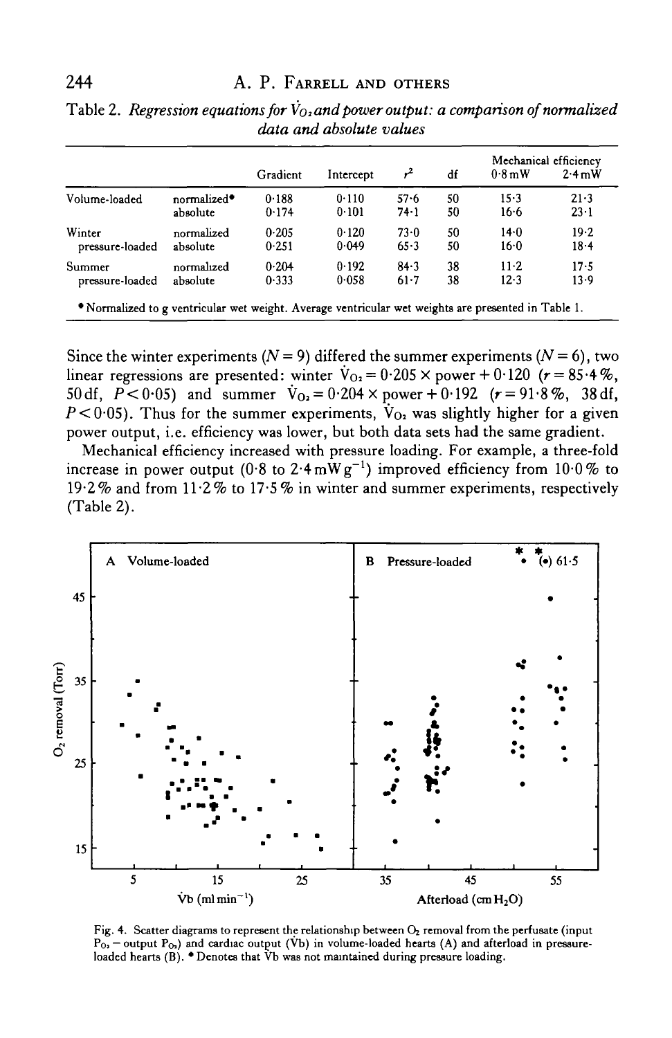Table 2. *Regression equations for $\dot{V}_{O_2}$ and power output: a comparison of normalized data and absolute values*

| | | Gradient | Intercept | $r^2$ | df | Mechanical efficiency 0·8 mW | 2·4 mW |
|---|---|---|---|---|---|---|---|
| Volume-loaded | normalized* | 0·188 | 0·110 | 57·6 | 50 | 15·3 | 21·3 |
| | absolute | 0·174 | 0·101 | 74·1 | 50 | 16·6 | 23·1 |
| Winter pressure-loaded | normalized | 0·205 | 0·120 | 73·0 | 50 | 14·0 | 19·2 |
| | absolute | 0·251 | 0·049 | 65·3 | 50 | 16·0 | 18·4 |
| Summer pressure-loaded | normalized | 0·204 | 0·192 | 84·3 | 38 | 11·2 | 17·5 |
| | absolute | 0·333 | 0·058 | 61·7 | 38 | 12·3 | 13·9 |

* Normalized to g ventricular wet weight. Average ventricular wet weights are presented in Table 1.

Since the winter experiments ($N = 9$) differed the summer experiments ($N = 6$), two linear regressions are presented: winter $\dot{V}_{O_2} = 0{\cdot}205 \times \text{power} + 0{\cdot}120$ ($r = 85{\cdot}4\,\%$, 50 df, $P < 0{\cdot}05$) and summer $\dot{V}_{O_2} = 0{\cdot}204 \times \text{power} + 0{\cdot}192$ ($r = 91{\cdot}8\,\%$, 38 df, $P < 0{\cdot}05$). Thus for the summer experiments, $\dot{V}_{O_2}$ was slightly higher for a given power output, i.e. efficiency was lower, but both data sets had the same gradient.

Mechanical efficiency increased with pressure loading. For example, a three-fold increase in power output (0·8 to 2·4 mW g$^{-1}$) improved efficiency from 10·0 % to 19·2 % and from 11·2 % to 17·5 % in winter and summer experiments, respectively (Table 2).

Fig. 4. Scatter diagrams to represent the relationship between $O_2$ removal from the perfusate (input $P_{O_2}$ – output $P_{O_2}$) and cardiac output ($\dot{V}b$) in volume-loaded hearts (A) and afterload in pressure-loaded hearts (B). * Denotes that $\dot{V}b$ was not maintained during pressure loading.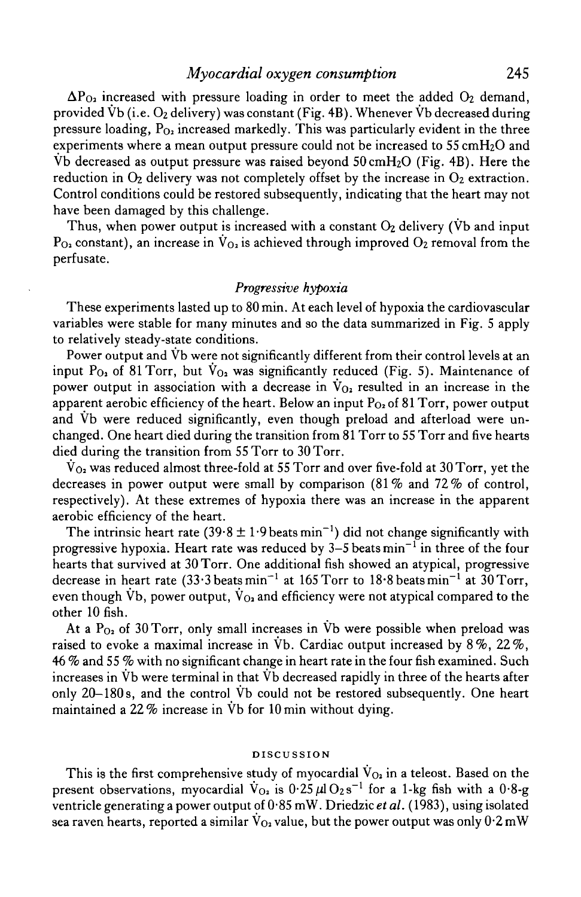$\Delta P_{O_2}$ increased with pressure loading in order to meet the added $O_2$ demand, provided $\dot{V}b$ (i.e. $O_2$ delivery) was constant (Fig. 4B). Whenever $\dot{V}b$ decreased during pressure loading, $P_{O_2}$ increased markedly. This was particularly evident in the three experiments where a mean output pressure could not be increased to 55 cm$H_2O$ and $\dot{V}b$ decreased as output pressure was raised beyond 50 cm$H_2O$ (Fig. 4B). Here the reduction in $O_2$ delivery was not completely offset by the increase in $O_2$ extraction. Control conditions could be restored subsequently, indicating that the heart may not have been damaged by this challenge.

Thus, when power output is increased with a constant $O_2$ delivery ($\dot{V}b$ and input $P_{O_2}$ constant), an increase in $\dot{V}_{O_2}$ is achieved through improved $O_2$ removal from the perfusate.

### *Progressive hypoxia*

These experiments lasted up to 80 min. At each level of hypoxia the cardiovascular variables were stable for many minutes and so the data summarized in Fig. 5 apply to relatively steady-state conditions.

Power output and $\dot{V}b$ were not significantly different from their control levels at an input $P_{O_2}$ of 81 Torr, but $\dot{V}_{O_2}$ was significantly reduced (Fig. 5). Maintenance of power output in association with a decrease in $\dot{V}_{O_2}$ resulted in an increase in the apparent aerobic efficiency of the heart. Below an input $P_{O_2}$ of 81 Torr, power output and $\dot{V}b$ were reduced significantly, even though preload and afterload were unchanged. One heart died during the transition from 81 Torr to 55 Torr and five hearts died during the transition from 55 Torr to 30 Torr.

$\dot{V}_{O_2}$ was reduced almost three-fold at 55 Torr and over five-fold at 30 Torr, yet the decreases in power output were small by comparison (81 % and 72 % of control, respectively). At these extremes of hypoxia there was an increase in the apparent aerobic efficiency of the heart.

The intrinsic heart rate ($39{\cdot}8 \pm 1{\cdot}9$ beats min$^{-1}$) did not change significantly with progressive hypoxia. Heart rate was reduced by 3–5 beats min$^{-1}$ in three of the four hearts that survived at 30 Torr. One additional fish showed an atypical, progressive decrease in heart rate ($33{\cdot}3$ beats min$^{-1}$ at 165 Torr to $18{\cdot}8$ beats min$^{-1}$ at 30 Torr, even though $\dot{V}b$, power output, $\dot{V}_{O_2}$ and efficiency were not atypical compared to the other 10 fish.

At a $P_{O_2}$ of 30 Torr, only small increases in $\dot{V}b$ were possible when preload was raised to evoke a maximal increase in $\dot{V}b$. Cardiac output increased by 8 %, 22 %, 46 % and 55 % with no significant change in heart rate in the four fish examined. Such increases in $\dot{V}b$ were terminal in that $\dot{V}b$ decreased rapidly in three of the hearts after only 20–180 s, and the control $\dot{V}b$ could not be restored subsequently. One heart maintained a 22 % increase in $\dot{V}b$ for 10 min without dying.

## DISCUSSION

This is the first comprehensive study of myocardial $\dot{V}_{O_2}$ in a teleost. Based on the present observations, myocardial $\dot{V}_{O_2}$ is $0{\cdot}25\ \mu l\ O_2\ s^{-1}$ for a 1-kg fish with a 0·8-g ventricle generating a power output of 0·85 mW. Driedzic *et al.* (1983), using isolated sea raven hearts, reported a similar $\dot{V}_{O_2}$ value, but the power output was only 0·2 mW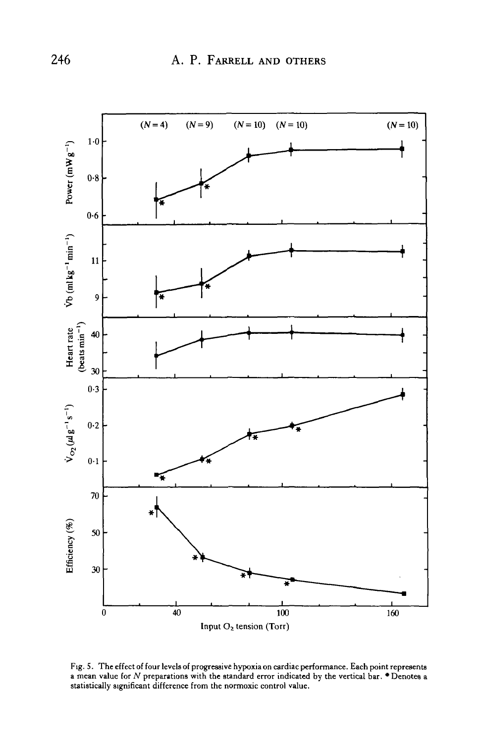Fig. 5. The effect of four levels of progressive hypoxia on cardiac performance. Each point represents a mean value for $N$ preparations with the standard error indicated by the vertical bar. * Denotes a statistically significant difference from the normoxic control value.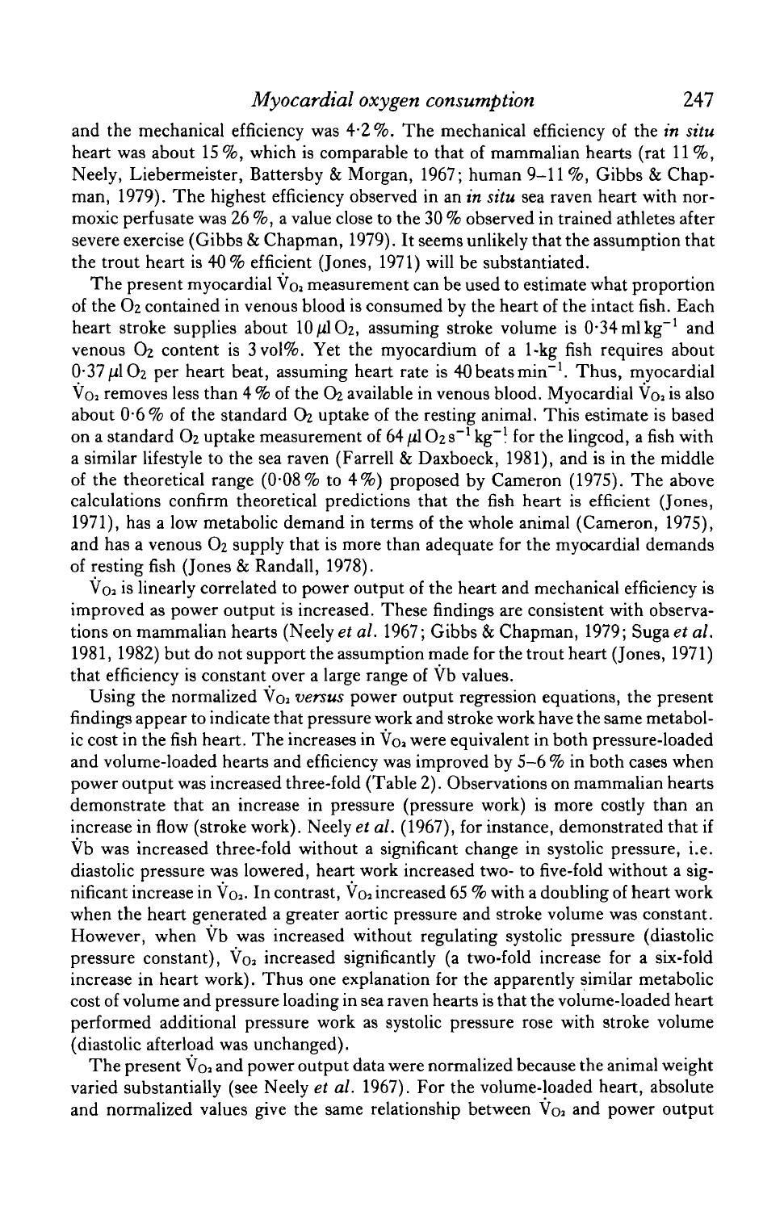and the mechanical efficiency was 4·2 %. The mechanical efficiency of the *in situ* heart was about 15 %, which is comparable to that of mammalian hearts (rat 11 %, Neely, Liebermeister, Battersby & Morgan, 1967; human 9–11 %, Gibbs & Chapman, 1979). The highest efficiency observed in an *in situ* sea raven heart with normoxic perfusate was 26 %, a value close to the 30 % observed in trained athletes after severe exercise (Gibbs & Chapman, 1979). It seems unlikely that the assumption that the trout heart is 40 % efficient (Jones, 1971) will be substantiated.

The present myocardial $\dot{V}_{O_2}$ measurement can be used to estimate what proportion of the $O_2$ contained in venous blood is consumed by the heart of the intact fish. Each heart stroke supplies about 10 $\mu l$ $O_2$, assuming stroke volume is 0·34 ml $kg^{-1}$ and venous $O_2$ content is 3 vol%. Yet the myocardium of a 1-kg fish requires about 0·37 $\mu l$ $O_2$ per heart beat, assuming heart rate is 40 beats $min^{-1}$. Thus, myocardial $\dot{V}_{O_2}$ removes less than 4 % of the $O_2$ available in venous blood. Myocardial $\dot{V}_{O_2}$ is also about 0·6 % of the standard $O_2$ uptake of the resting animal. This estimate is based on a standard $O_2$ uptake measurement of 64 $\mu l$ $O_2$ $s^{-1}$ $kg^{-1}$ for the lingcod, a fish with a similar lifestyle to the sea raven (Farrell & Daxboeck, 1981), and is in the middle of the theoretical range (0·08 % to 4 %) proposed by Cameron (1975). The above calculations confirm theoretical predictions that the fish heart is efficient (Jones, 1971), has a low metabolic demand in terms of the whole animal (Cameron, 1975), and has a venous $O_2$ supply that is more than adequate for the myocardial demands of resting fish (Jones & Randall, 1978).

$\dot{V}_{O_2}$ is linearly correlated to power output of the heart and mechanical efficiency is improved as power output is increased. These findings are consistent with observations on mammalian hearts (Neely *et al.* 1967; Gibbs & Chapman, 1979; Suga *et al.* 1981, 1982) but do not support the assumption made for the trout heart (Jones, 1971) that efficiency is constant over a large range of $\dot{V}b$ values.

Using the normalized $\dot{V}_{O_2}$ *versus* power output regression equations, the present findings appear to indicate that pressure work and stroke work have the same metabolic cost in the fish heart. The increases in $\dot{V}_{O_2}$ were equivalent in both pressure-loaded and volume-loaded hearts and efficiency was improved by 5–6 % in both cases when power output was increased three-fold (Table 2). Observations on mammalian hearts demonstrate that an increase in pressure (pressure work) is more costly than an increase in flow (stroke work). Neely *et al.* (1967), for instance, demonstrated that if $\dot{V}b$ was increased three-fold without a significant change in systolic pressure, i.e. diastolic pressure was lowered, heart work increased two- to five-fold without a significant increase in $\dot{V}_{O_2}$. In contrast, $\dot{V}_{O_2}$ increased 65 % with a doubling of heart work when the heart generated a greater aortic pressure and stroke volume was constant. However, when $\dot{V}b$ was increased without regulating systolic pressure (diastolic pressure constant), $\dot{V}_{O_2}$ increased significantly (a two-fold increase for a six-fold increase in heart work). Thus one explanation for the apparently similar metabolic cost of volume and pressure loading in sea raven hearts is that the volume-loaded heart performed additional pressure work as systolic pressure rose with stroke volume (diastolic afterload was unchanged).

The present $\dot{V}_{O_2}$ and power output data were normalized because the animal weight varied substantially (see Neely *et al.* 1967). For the volume-loaded heart, absolute and normalized values give the same relationship between $\dot{V}_{O_2}$ and power output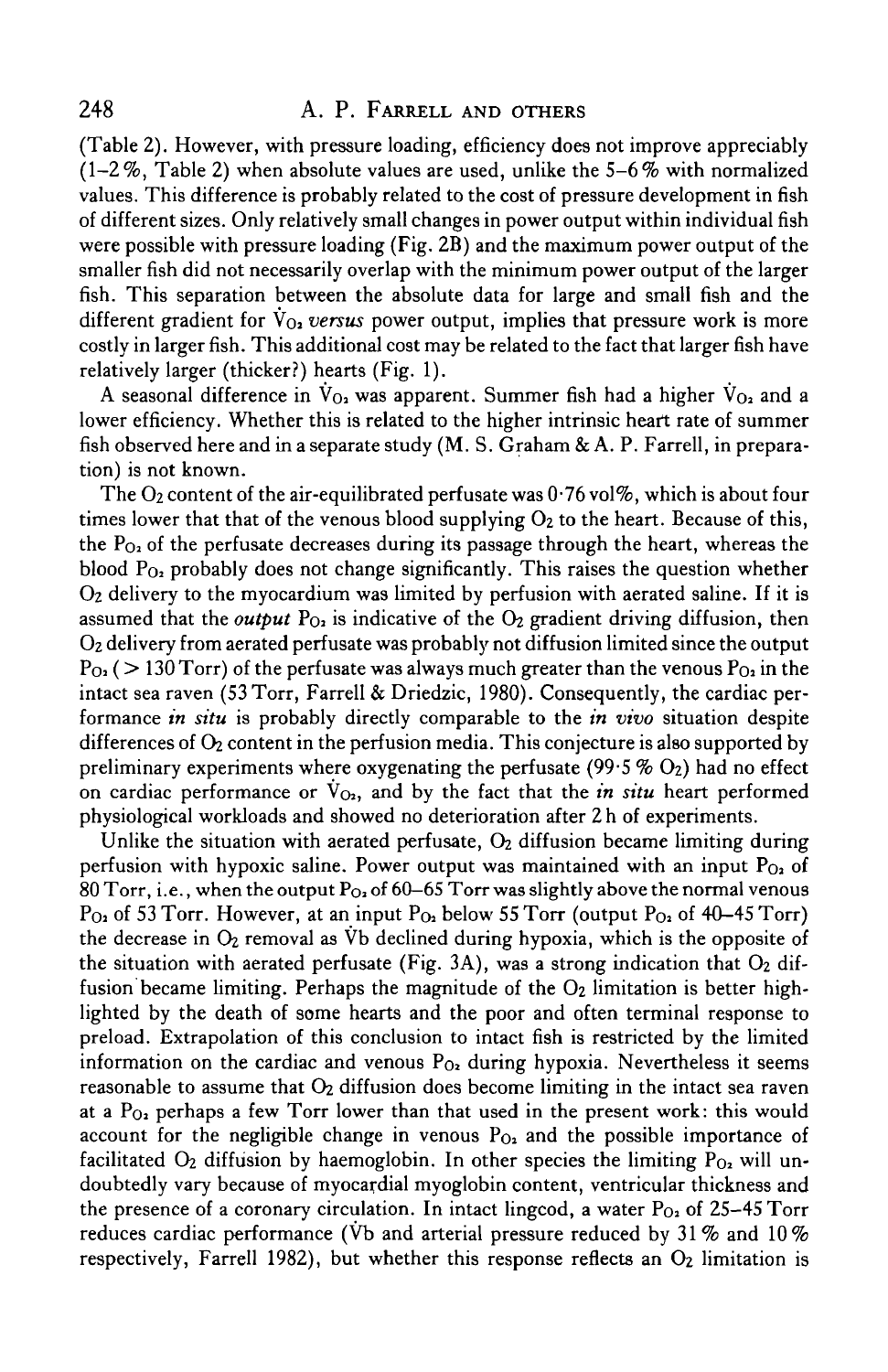(Table 2). However, with pressure loading, efficiency does not improve appreciably (1–2 %, Table 2) when absolute values are used, unlike the 5–6 % with normalized values. This difference is probably related to the cost of pressure development in fish of different sizes. Only relatively small changes in power output within individual fish were possible with pressure loading (Fig. 2B) and the maximum power output of the smaller fish did not necessarily overlap with the minimum power output of the larger fish. This separation between the absolute data for large and small fish and the different gradient for $\dot{V}_{O_2}$ *versus* power output, implies that pressure work is more costly in larger fish. This additional cost may be related to the fact that larger fish have relatively larger (thicker?) hearts (Fig. 1).

A seasonal difference in $\dot{V}_{O_2}$ was apparent. Summer fish had a higher $\dot{V}_{O_2}$ and a lower efficiency. Whether this is related to the higher intrinsic heart rate of summer fish observed here and in a separate study (M. S. Graham & A. P. Farrell, in preparation) is not known.

The $O_2$ content of the air-equilibrated perfusate was 0·76 vol%, which is about four times lower that that of the venous blood supplying $O_2$ to the heart. Because of this, the $P_{O_2}$ of the perfusate decreases during its passage through the heart, whereas the blood $P_{O_2}$ probably does not change significantly. This raises the question whether $O_2$ delivery to the myocardium was limited by perfusion with aerated saline. If it is assumed that the *output* $P_{O_2}$ is indicative of the $O_2$ gradient driving diffusion, then $O_2$ delivery from aerated perfusate was probably not diffusion limited since the output $P_{O_2}$ ( > 130 Torr) of the perfusate was always much greater than the venous $P_{O_2}$ in the intact sea raven (53 Torr, Farrell & Driedzic, 1980). Consequently, the cardiac performance *in situ* is probably directly comparable to the *in vivo* situation despite differences of $O_2$ content in the perfusion media. This conjecture is also supported by preliminary experiments where oxygenating the perfusate (99·5 % $O_2$) had no effect on cardiac performance or $\dot{V}_{O_2}$, and by the fact that the *in situ* heart performed physiological workloads and showed no deterioration after 2 h of experiments.

Unlike the situation with aerated perfusate, $O_2$ diffusion became limiting during perfusion with hypoxic saline. Power output was maintained with an input $P_{O_2}$ of 80 Torr, i.e., when the output $P_{O_2}$ of 60–65 Torr was slightly above the normal venous $P_{O_2}$ of 53 Torr. However, at an input $P_{O_2}$ below 55 Torr (output $P_{O_2}$ of 40–45 Torr) the decrease in $O_2$ removal as $\dot{V}b$ declined during hypoxia, which is the opposite of the situation with aerated perfusate (Fig. 3A), was a strong indication that $O_2$ diffusion became limiting. Perhaps the magnitude of the $O_2$ limitation is better highlighted by the death of some hearts and the poor and often terminal response to preload. Extrapolation of this conclusion to intact fish is restricted by the limited information on the cardiac and venous $P_{O_2}$ during hypoxia. Nevertheless it seems reasonable to assume that $O_2$ diffusion does become limiting in the intact sea raven at a $P_{O_2}$ perhaps a few Torr lower than that used in the present work: this would account for the negligible change in venous $P_{O_2}$ and the possible importance of facilitated $O_2$ diffusion by haemoglobin. In other species the limiting $P_{O_2}$ will undoubtedly vary because of myocardial myoglobin content, ventricular thickness and the presence of a coronary circulation. In intact lingcod, a water $P_{O_2}$ of 25–45 Torr reduces cardiac performance ($\dot{V}b$ and arterial pressure reduced by 31 % and 10 % respectively, Farrell 1982), but whether this response reflects an $O_2$ limitation is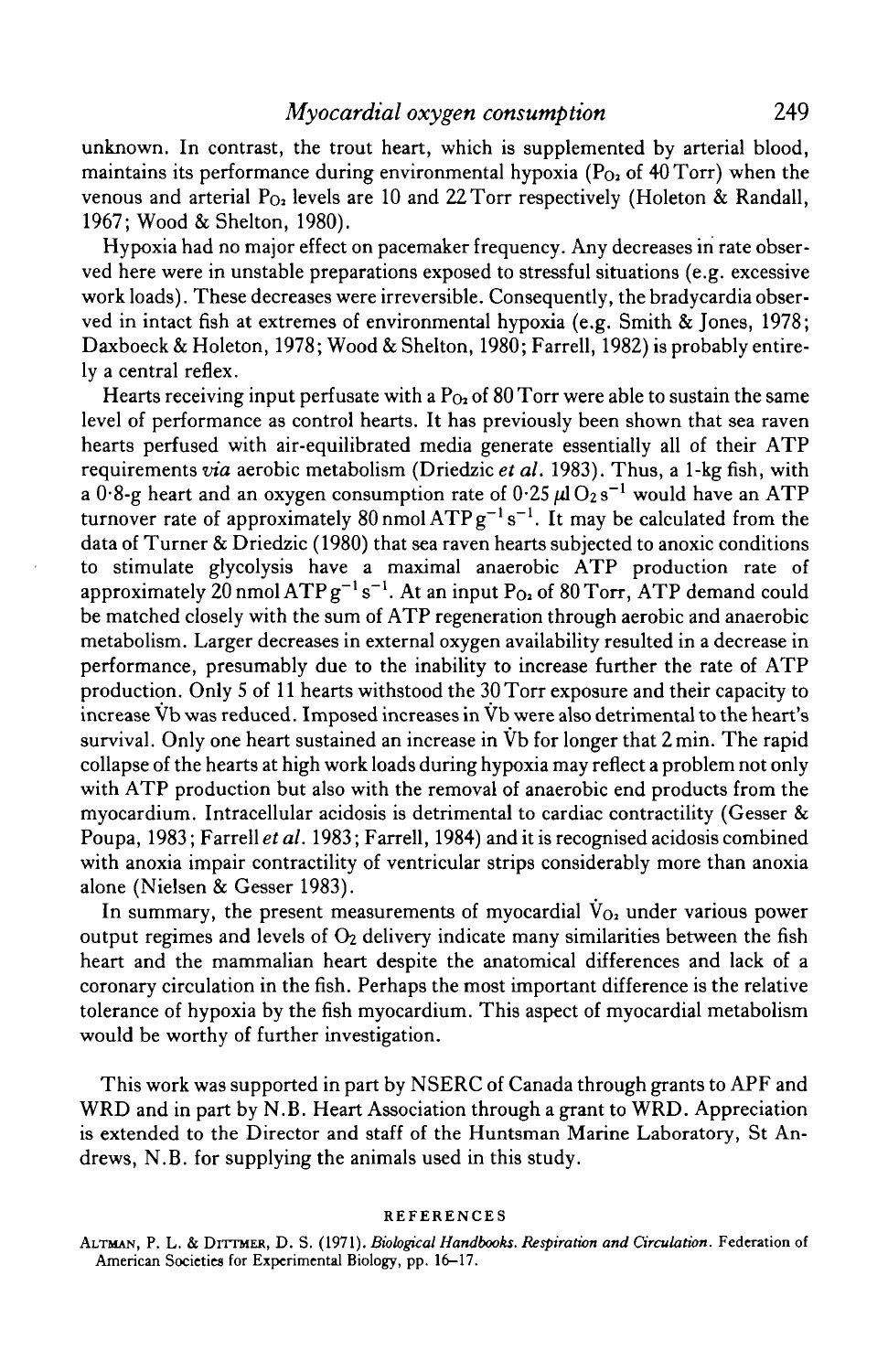unknown. In contrast, the trout heart, which is supplemented by arterial blood, maintains its performance during environmental hypoxia ($P_{O_2}$ of 40 Torr) when the venous and arterial $P_{O_2}$ levels are 10 and 22 Torr respectively (Holeton & Randall, 1967; Wood & Shelton, 1980).

Hypoxia had no major effect on pacemaker frequency. Any decreases in rate observed here were in unstable preparations exposed to stressful situations (e.g. excessive work loads). These decreases were irreversible. Consequently, the bradycardia observed in intact fish at extremes of environmental hypoxia (e.g. Smith & Jones, 1978; Daxboeck & Holeton, 1978; Wood & Shelton, 1980; Farrell, 1982) is probably entirely a central reflex.

Hearts receiving input perfusate with a $P_{O_2}$ of 80 Torr were able to sustain the same level of performance as control hearts. It has previously been shown that sea raven hearts perfused with air-equilibrated media generate essentially all of their ATP requirements *via* aerobic metabolism (Driedzic *et al.* 1983). Thus, a 1-kg fish, with a 0·8-g heart and an oxygen consumption rate of $0{\cdot}25\,\mu l\,O_2\,s^{-1}$ would have an ATP turnover rate of approximately $80\,nmol\,ATP\,g^{-1}\,s^{-1}$. It may be calculated from the data of Turner & Driedzic (1980) that sea raven hearts subjected to anoxic conditions to stimulate glycolysis have a maximal anaerobic ATP production rate of approximately $20\,nmol\,ATP\,g^{-1}\,s^{-1}$. At an input $P_{O_2}$ of 80 Torr, ATP demand could be matched closely with the sum of ATP regeneration through aerobic and anaerobic metabolism. Larger decreases in external oxygen availability resulted in a decrease in performance, presumably due to the inability to increase further the rate of ATP production. Only 5 of 11 hearts withstood the 30 Torr exposure and their capacity to increase $\dot{V}b$ was reduced. Imposed increases in $\dot{V}b$ were also detrimental to the heart's survival. Only one heart sustained an increase in $\dot{V}b$ for longer that 2 min. The rapid collapse of the hearts at high work loads during hypoxia may reflect a problem not only with ATP production but also with the removal of anaerobic end products from the myocardium. Intracellular acidosis is detrimental to cardiac contractility (Gesser & Poupa, 1983; Farrell *et al.* 1983; Farrell, 1984) and it is recognised acidosis combined with anoxia impair contractility of ventricular strips considerably more than anoxia alone (Nielsen & Gesser 1983).

In summary, the present measurements of myocardial $\dot{V}_{O_2}$ under various power output regimes and levels of $O_2$ delivery indicate many similarities between the fish heart and the mammalian heart despite the anatomical differences and lack of a coronary circulation in the fish. Perhaps the most important difference is the relative tolerance of hypoxia by the fish myocardium. This aspect of myocardial metabolism would be worthy of further investigation.

This work was supported in part by NSERC of Canada through grants to APF and WRD and in part by N.B. Heart Association through a grant to WRD. Appreciation is extended to the Director and staff of the Huntsman Marine Laboratory, St Andrews, N.B. for supplying the animals used in this study.

## REFERENCES

ALTMAN, P. L. & DITTMER, D. S. (1971). *Biological Handbooks. Respiration and Circulation*. Federation of American Societies for Experimental Biology, pp. 16–17.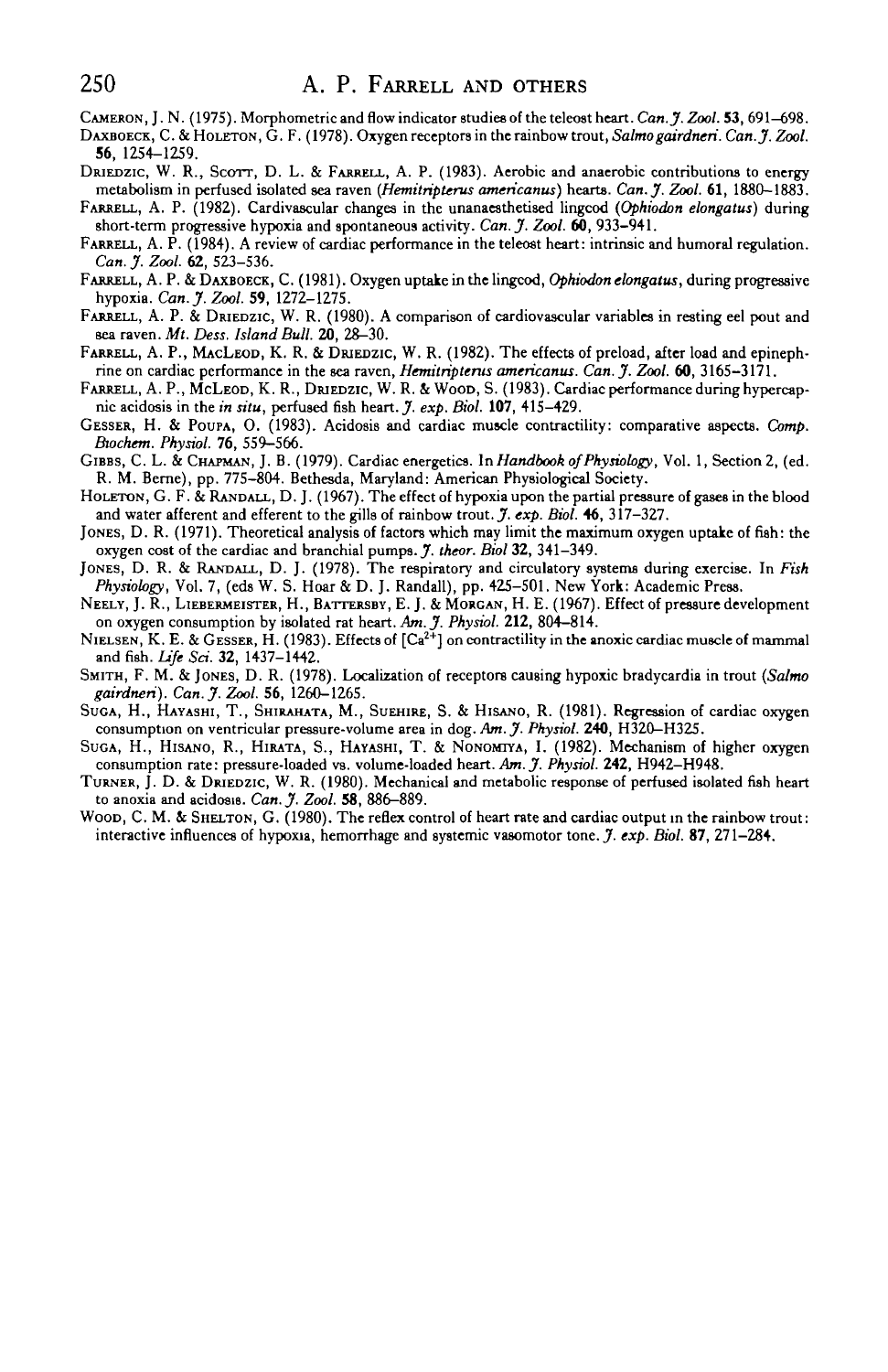Cameron, J. N. (1975). Morphometric and flow indicator studies of the teleost heart. *Can. J. Zool.* **53**, 691–698.

Daxboeck, C. & Holeton, G. F. (1978). Oxygen receptors in the rainbow trout, *Salmo gairdneri*. *Can. J. Zool.* **56**, 1254–1259.

Driedzic, W. R., Scott, D. L. & Farrell, A. P. (1983). Aerobic and anaerobic contributions to energy metabolism in perfused isolated sea raven (*Hemitripterus americanus*) hearts. *Can. J. Zool.* **61**, 1880–1883.

Farrell, A. P. (1982). Cardivascular changes in the unanaesthetised lingcod (*Ophiodon elongatus*) during short-term progressive hypoxia and spontaneous activity. *Can. J. Zool.* **60**, 933–941.

Farrell, A. P. (1984). A review of cardiac performance in the teleost heart: intrinsic and humoral regulation. *Can. J. Zool.* **62**, 523–536.

Farrell, A. P. & Daxboeck, C. (1981). Oxygen uptake in the lingcod, *Ophiodon elongatus*, during progressive hypoxia. *Can. J. Zool.* **59**, 1272–1275.

Farrell, A. P. & Driedzic, W. R. (1980). A comparison of cardiovascular variables in resting eel pout and sea raven. *Mt. Dess. Island Bull.* **20**, 28–30.

Farrell, A. P., MacLeod, K. R. & Driedzic, W. R. (1982). The effects of preload, after load and epinephrine on cardiac performance in the sea raven, *Hemitripterus americanus*. *Can. J. Zool.* **60**, 3165–3171.

Farrell, A. P., McLeod, K. R., Driedzic, W. R. & Wood, S. (1983). Cardiac performance during hypercapnic acidosis in the *in situ*, perfused fish heart. *J. exp. Biol.* **107**, 415–429.

Gesser, H. & Poupa, O. (1983). Acidosis and cardiac muscle contractility: comparative aspects. *Comp. Biochem. Physiol.* **76**, 559–566.

Gibbs, C. L. & Chapman, J. B. (1979). Cardiac energetics. In *Handbook of Physiology*, Vol. 1, Section 2, (ed. R. M. Berne), pp. 775–804. Bethesda, Maryland: American Physiological Society.

Holeton, G. F. & Randall, D. J. (1967). The effect of hypoxia upon the partial pressure of gases in the blood and water afferent and efferent to the gills of rainbow trout. *J. exp. Biol.* **46**, 317–327.

Jones, D. R. (1971). Theoretical analysis of factors which may limit the maximum oxygen uptake of fish: the oxygen cost of the cardiac and branchial pumps. *J. theor. Biol* **32**, 341–349.

Jones, D. R. & Randall, D. J. (1978). The respiratory and circulatory systems during exercise. In *Fish Physiology*, Vol. 7, (eds W. S. Hoar & D. J. Randall), pp. 425–501. New York: Academic Press.

Neely, J. R., Liebermeister, H., Battersby, E. J. & Morgan, H. E. (1967). Effect of pressure development on oxygen consumption by isolated rat heart. *Am. J. Physiol.* **212**, 804–814.

Nielsen, K. E. & Gesser, H. (1983). Effects of $[Ca^{2+}]$ on contractility in the anoxic cardiac muscle of mammal and fish. *Life Sci.* **32**, 1437–1442.

Smith, F. M. & Jones, D. R. (1978). Localization of receptors causing hypoxic bradycardia in trout (*Salmo gairdneri*). *Can. J. Zool.* **56**, 1260–1265.

Suga, H., Hayashi, T., Shirahata, M., Suehire, S. & Hisano, R. (1981). Regression of cardiac oxygen consumption on ventricular pressure-volume area in dog. *Am. J. Physiol.* **240**, H320–H325.

Suga, H., Hisano, R., Hirata, S., Hayashi, T. & Nonomiya, I. (1982). Mechanism of higher oxygen consumption rate: pressure-loaded vs. volume-loaded heart. *Am. J. Physiol.* **242**, H942–H948.

Turner, J. D. & Driedzic, W. R. (1980). Mechanical and metabolic response of perfused isolated fish heart to anoxia and acidosis. *Can. J. Zool.* **58**, 886–889.

Wood, C. M. & Shelton, G. (1980). The reflex control of heart rate and cardiac output in the rainbow trout: interactive influences of hypoxia, hemorrhage and systemic vasomotor tone. *J. exp. Biol.* **87**, 271–284.